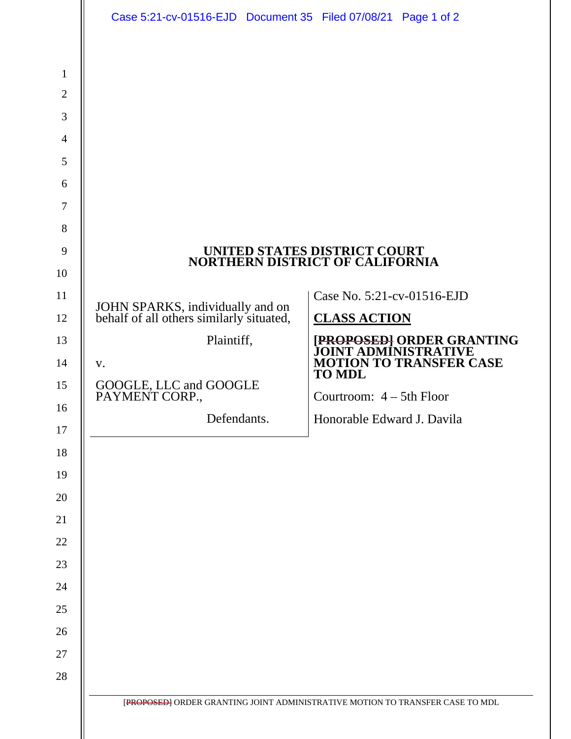**UNITED STATES DISTRICT COURT**
**NORTHERN DISTRICT OF CALIFORNIA**

JOHN SPARKS, individually and on behalf of all others similarly situated,

Plaintiff,

v.

GOOGLE, LLC and GOOGLE PAYMENT CORP.,

Defendants.

Case No. 5:21-cv-01516-EJD

**CLASS ACTION**

**~~[PROPOSED]~~ ORDER GRANTING JOINT ADMINISTRATIVE MOTION TO TRANSFER CASE TO MDL**

Courtroom: 4 – 5th Floor

Honorable Edward J. Davila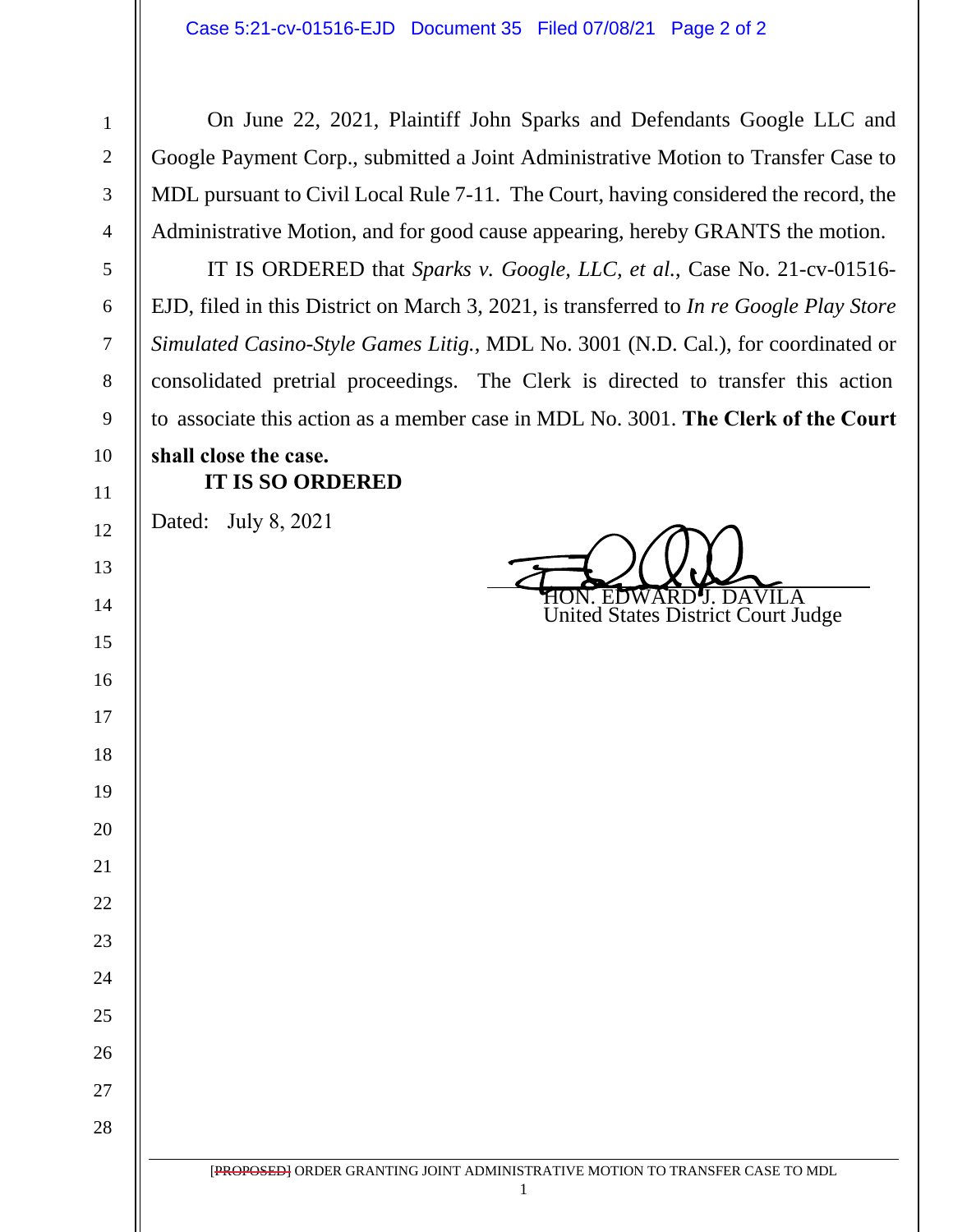On June 22, 2021, Plaintiff John Sparks and Defendants Google LLC and Google Payment Corp., submitted a Joint Administrative Motion to Transfer Case to MDL pursuant to Civil Local Rule 7-11. The Court, having considered the record, the Administrative Motion, and for good cause appearing, hereby GRANTS the motion.

IT IS ORDERED that *Sparks v. Google, LLC, et al.*, Case No. 21-cv-01516-EJD, filed in this District on March 3, 2021, is transferred to *In re Google Play Store Simulated Casino-Style Games Litig.*, MDL No. 3001 (N.D. Cal.), for coordinated or consolidated pretrial proceedings. The Clerk is directed to transfer this action to associate this action as a member case in MDL No. 3001. **The Clerk of the Court shall close the case.**

**IT IS SO ORDERED**

Dated: July 8, 2021

HON. EDWARD J. DAVILA
United States District Court Judge

~~[PROPOSED]~~ ORDER GRANTING JOINT ADMINISTRATIVE MOTION TO TRANSFER CASE TO MDL